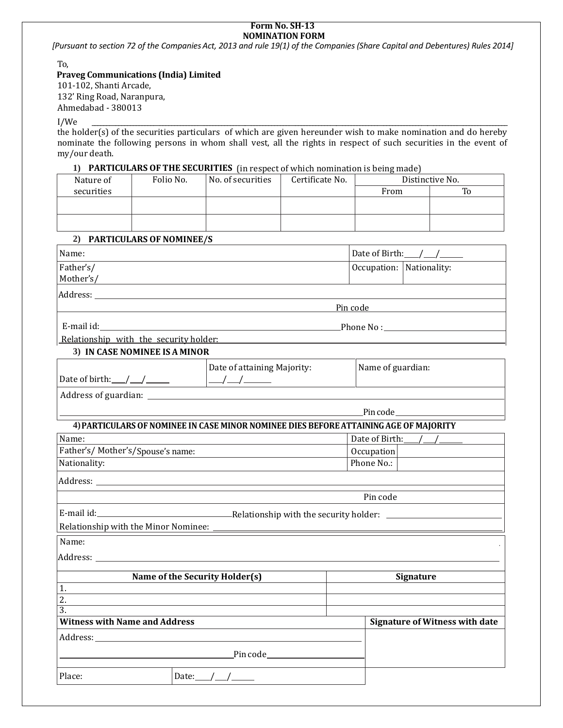**Form No. SH-13**
**NOMINATION FORM**

*[Pursuant to section 72 of the Companies Act, 2013 and rule 19(1) of the Companies (Share Capital and Debentures) Rules 2014]*

To,
**Praveg Communications (India) Limited**
101-102, Shanti Arcade,
132' Ring Road, Naranpura,
Ahmedabad - 380013

I/We \_\_\_\_\_\_\_\_\_\_\_\_\_\_\_\_\_\_\_\_\_\_\_\_\_\_\_\_\_\_\_\_\_\_\_\_\_\_\_\_\_\_\_\_\_\_\_\_\_\_\_\_\_\_\_\_\_\_\_\_\_\_\_\_\_\_
the holder(s) of the securities particulars of which are given hereunder wish to make nomination and do hereby nominate the following persons in whom shall vest, all the rights in respect of such securities in the event of my/our death.

**1) PARTICULARS OF THE SECURITIES** (in respect of which nomination is being made)

| Nature of securities | Folio No. | No. of securities | Certificate No. | Distinctive No. | |
|---|---|---|---|---|---|
| | | | | From | To |
| | | | | | |
| | | | | | |

**2) PARTICULARS OF NOMINEE/S**

| | | |
|---|---|---|
| Name: | Date of Birth: \_\_\_/\_\_\_/\_\_\_\_\_ | |
| Father's/ Mother's/ | Occupation: | Nationality: |
| Address: | | |
| Pin code | | |
| E-mail id: | Phone No : | |
| Relationship with the security holder: | | |

**3) IN CASE NOMINEE IS A MINOR**

| | | |
|---|---|---|
| Date of birth: \_\_\_/\_\_\_/\_\_\_\_\_ | Date of attaining Majority: \_\_\_/\_\_\_/\_\_\_\_\_ | Name of guardian: |
| Address of guardian: | | |
| Pin code | | |

**4) PARTICULARS OF NOMINEE IN CASE MINOR NOMINEE DIES BEFORE ATTAINING AGE OF MAJORITY**

| | | |
|---|---|---|
| Name: | Date of Birth: \_\_\_/\_\_\_/\_\_\_\_\_ | |
| Father's/ Mother's/Spouse's name: | Occupation | |
| Nationality: | Phone No.: | |
| Address: | | |
| Pin code | | |
| E-mail id: | Relationship with the security holder: | |
| Relationship with the Minor Nominee: | | |

Name:

Address:

| Name of the Security Holder(s) | Signature |
|---|---|
| 1. | |
| 2. | |
| 3. | |

| Witness with Name and Address | | Signature of Witness with date |
|---|---|---|
| Address: | | |
| Pin code | | |
| Place: | Date: \_\_\_/\_\_\_/\_\_\_\_\_ | |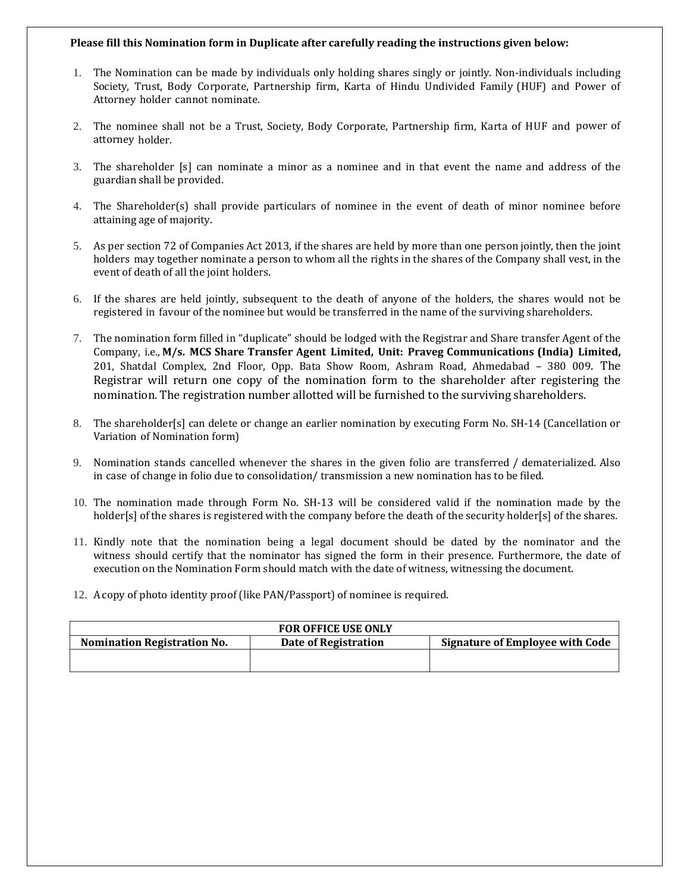**Please fill this Nomination form in Duplicate after carefully reading the instructions given below:**

1. The Nomination can be made by individuals only holding shares singly or jointly. Non-individuals including Society, Trust, Body Corporate, Partnership firm, Karta of Hindu Undivided Family (HUF) and Power of Attorney holder cannot nominate.

2. The nominee shall not be a Trust, Society, Body Corporate, Partnership firm, Karta of HUF and power of attorney holder.

3. The shareholder [s] can nominate a minor as a nominee and in that event the name and address of the guardian shall be provided.

4. The Shareholder(s) shall provide particulars of nominee in the event of death of minor nominee before attaining age of majority.

5. As per section 72 of Companies Act 2013, if the shares are held by more than one person jointly, then the joint holders may together nominate a person to whom all the rights in the shares of the Company shall vest, in the event of death of all the joint holders.

6. If the shares are held jointly, subsequent to the death of anyone of the holders, the shares would not be registered in favour of the nominee but would be transferred in the name of the surviving shareholders.

7. The nomination form filled in "duplicate" should be lodged with the Registrar and Share transfer Agent of the Company, i.e., **M/s. MCS Share Transfer Agent Limited, Unit: Praveg Communications (India) Limited,** 201, Shatdal Complex, 2nd Floor, Opp. Bata Show Room, Ashram Road, Ahmedabad – 380 009. The Registrar will return one copy of the nomination form to the shareholder after registering the nomination. The registration number allotted will be furnished to the surviving shareholders.

8. The shareholder[s] can delete or change an earlier nomination by executing Form No. SH-14 (Cancellation or Variation of Nomination form)

9. Nomination stands cancelled whenever the shares in the given folio are transferred / dematerialized. Also in case of change in folio due to consolidation/ transmission a new nomination has to be filed.

10. The nomination made through Form No. SH-13 will be considered valid if the nomination made by the holder[s] of the shares is registered with the company before the death of the security holder[s] of the shares.

11. Kindly note that the nomination being a legal document should be dated by the nominator and the witness should certify that the nominator has signed the form in their presence. Furthermore, the date of execution on the Nomination Form should match with the date of witness, witnessing the document.

12. A copy of photo identity proof (like PAN/Passport) of nominee is required.

| **FOR OFFICE USE ONLY** | | |
|---|---|---|
| **Nomination Registration No.** | **Date of Registration** | **Signature of Employee with Code** |
| | | |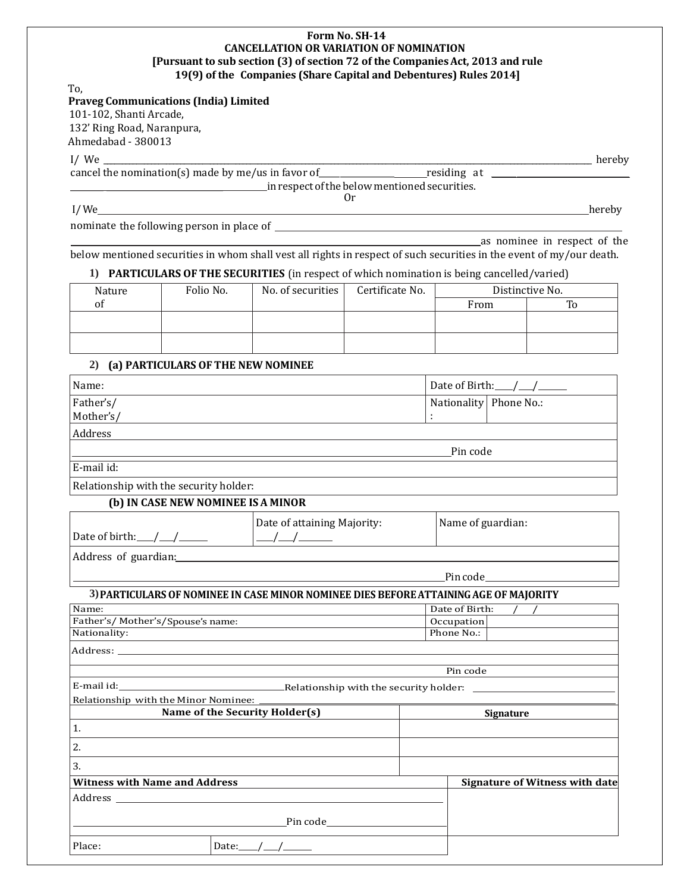**Form No. SH-14**
**CANCELLATION OR VARIATION OF NOMINATION**
**[Pursuant to sub section (3) of section 72 of the Companies Act, 2013 and rule 19(9) of the Companies (Share Capital and Debentures) Rules 2014]**

To,
**Praveg Communications (India) Limited**
101-102, Shanti Arcade,
132' Ring Road, Naranpura,
Ahmedabad - 380013

I/ We ______________________________________________ hereby cancel the nomination(s) made by me/us in favor of__________________residing at ______________________ __________________________in respect of the below mentioned securities.

Or

I/We______________________________________________hereby nominate the following person in place of ______________________________________ ______________________________________as nominee in respect of the below mentioned securities in whom shall vest all rights in respect of such securities in the event of my/our death.

1) **PARTICULARS OF THE SECURITIES** (in respect of which nomination is being cancelled/varied)

| Nature of | Folio No. | No. of securities | Certificate No. | Distinctive No. | |
|---|---|---|---|---|---|
| | | | | From | To |
| | | | | | |
| | | | | | |

2) **(a) PARTICULARS OF THE NEW NOMINEE**

| | | |
|---|---|---|
| Name: | Date of Birth:___/___/_____ | |
| Father's/ Mother's/ | Nationality: | Phone No.: |
| Address | | |
| ______________________________Pin code | | |
| E-mail id: | | |
| Relationship with the security holder: | | |

**(b) IN CASE NEW NOMINEE IS A MINOR**

| | | |
|---|---|---|
| Date of birth:___/___/_____ | Date of attaining Majority: ___/___/_____ | Name of guardian: |
| Address of guardian:______________________________ | | |
| ______________________________Pin code______________ | | |

3) **PARTICULARS OF NOMINEE IN CASE MINOR NOMINEE DIES BEFORE ATTAINING AGE OF MAJORITY**

| | | |
|---|---|---|
| Name: | Date of Birth: / / | |
| Father's/ Mother's/Spouse's name: | Occupation | |
| Nationality: | Phone No.: | |
| Address: ______________________________ | | |
| Pin code | | |
| E-mail id:__________________Relationship with the security holder: __________________ | | |
| Relationship with the Minor Nominee: ______________________________ | | |

| Name of the Security Holder(s) | Signature |
|---|---|
| 1. | |
| 2. | |
| 3. | |

| Witness with Name and Address | | Signature of Witness with date |
|---|---|---|
| Address ______________________________ | | |
| ______________________________Pin code______________ | | |
| Place: | Date:___/___/_____ | |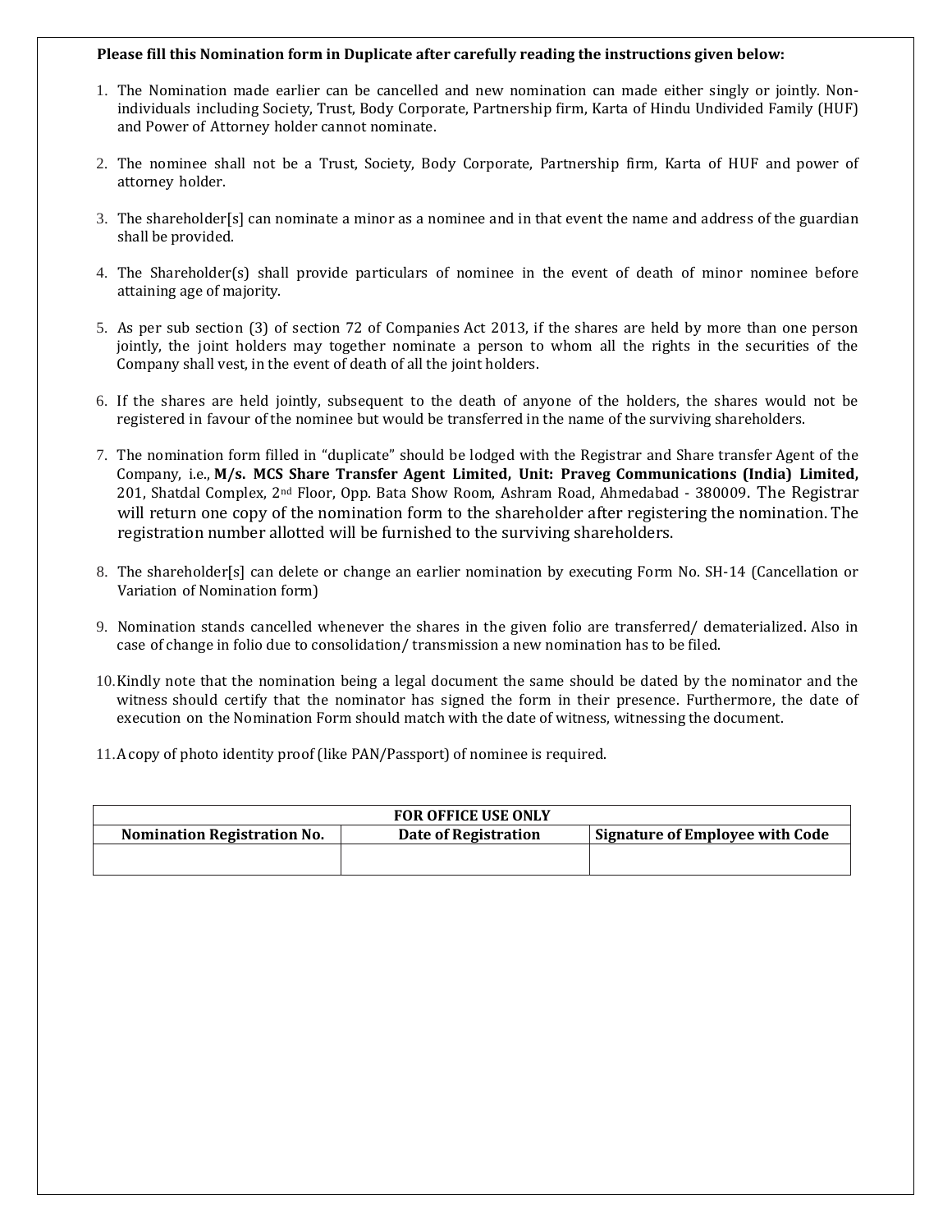**Please fill this Nomination form in Duplicate after carefully reading the instructions given below:**

1. The Nomination made earlier can be cancelled and new nomination can made either singly or jointly. Non-individuals including Society, Trust, Body Corporate, Partnership firm, Karta of Hindu Undivided Family (HUF) and Power of Attorney holder cannot nominate.

2. The nominee shall not be a Trust, Society, Body Corporate, Partnership firm, Karta of HUF and power of attorney holder.

3. The shareholder[s] can nominate a minor as a nominee and in that event the name and address of the guardian shall be provided.

4. The Shareholder(s) shall provide particulars of nominee in the event of death of minor nominee before attaining age of majority.

5. As per sub section (3) of section 72 of Companies Act 2013, if the shares are held by more than one person jointly, the joint holders may together nominate a person to whom all the rights in the securities of the Company shall vest, in the event of death of all the joint holders.

6. If the shares are held jointly, subsequent to the death of anyone of the holders, the shares would not be registered in favour of the nominee but would be transferred in the name of the surviving shareholders.

7. The nomination form filled in "duplicate" should be lodged with the Registrar and Share transfer Agent of the Company, i.e., **M/s. MCS Share Transfer Agent Limited, Unit: Praveg Communications (India) Limited,** 201, Shatdal Complex, 2nd Floor, Opp. Bata Show Room, Ashram Road, Ahmedabad - 380009. The Registrar will return one copy of the nomination form to the shareholder after registering the nomination. The registration number allotted will be furnished to the surviving shareholders.

8. The shareholder[s] can delete or change an earlier nomination by executing Form No. SH-14 (Cancellation or Variation of Nomination form)

9. Nomination stands cancelled whenever the shares in the given folio are transferred/ dematerialized. Also in case of change in folio due to consolidation/ transmission a new nomination has to be filed.

10. Kindly note that the nomination being a legal document the same should be dated by the nominator and the witness should certify that the nominator has signed the form in their presence. Furthermore, the date of execution on the Nomination Form should match with the date of witness, witnessing the document.

11. A copy of photo identity proof (like PAN/Passport) of nominee is required.

| FOR OFFICE USE ONLY | | |
|---|---|---|
| **Nomination Registration No.** | **Date of Registration** | **Signature of Employee with Code** |
| | | |